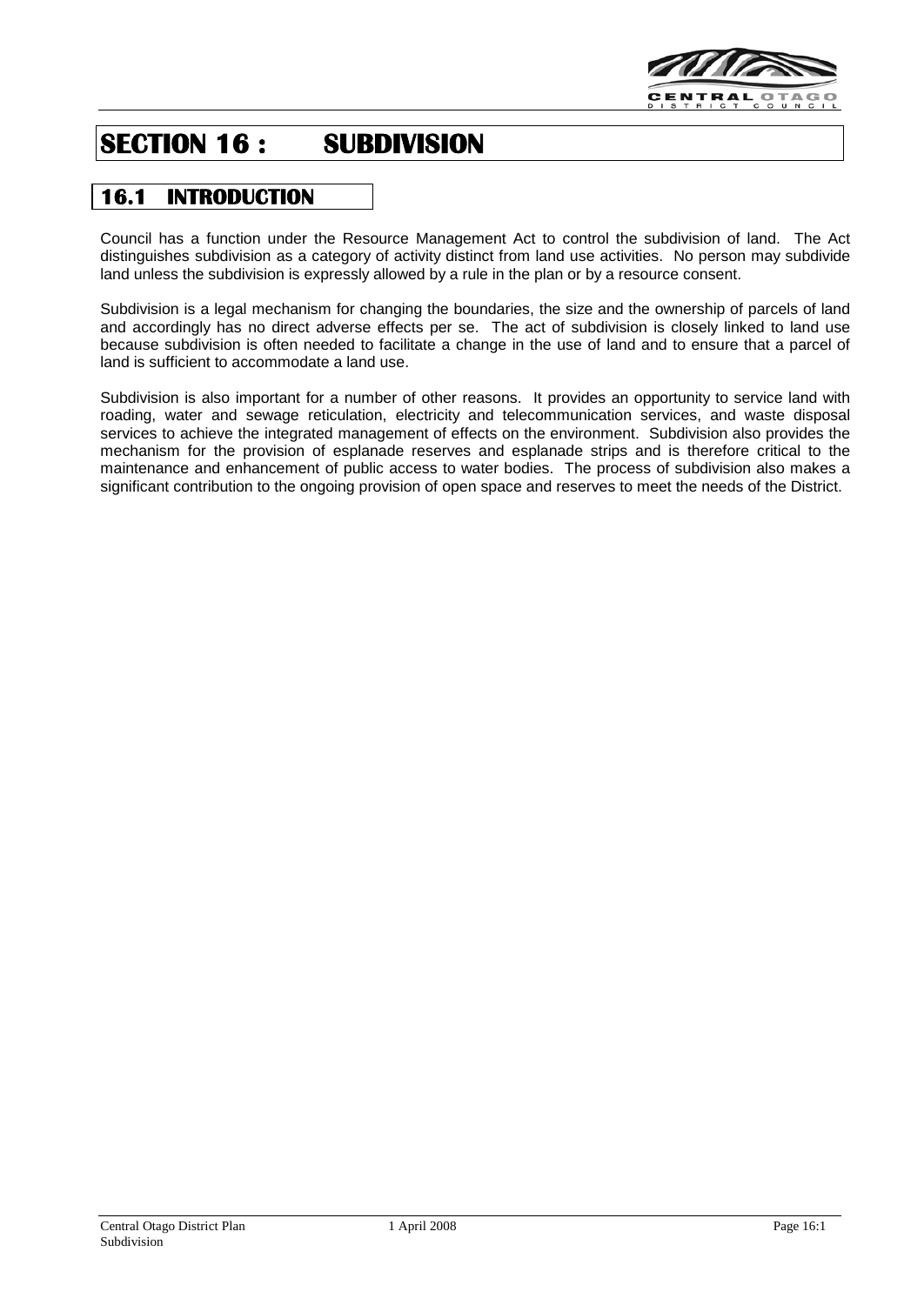# SECTION 16 : SUBDIVISION

## 16.1 INTRODUCTION

Council has a function under the Resource Management Act to control the subdivision of land. The Act distinguishes subdivision as a category of activity distinct from land use activities. No person may subdivide land unless the subdivision is expressly allowed by a rule in the plan or by a resource consent.

Subdivision is a legal mechanism for changing the boundaries, the size and the ownership of parcels of land and accordingly has no direct adverse effects per se. The act of subdivision is closely linked to land use because subdivision is often needed to facilitate a change in the use of land and to ensure that a parcel of land is sufficient to accommodate a land use.

Subdivision is also important for a number of other reasons. It provides an opportunity to service land with roading, water and sewage reticulation, electricity and telecommunication services, and waste disposal services to achieve the integrated management of effects on the environment. Subdivision also provides the mechanism for the provision of esplanade reserves and esplanade strips and is therefore critical to the maintenance and enhancement of public access to water bodies. The process of subdivision also makes a significant contribution to the ongoing provision of open space and reserves to meet the needs of the District.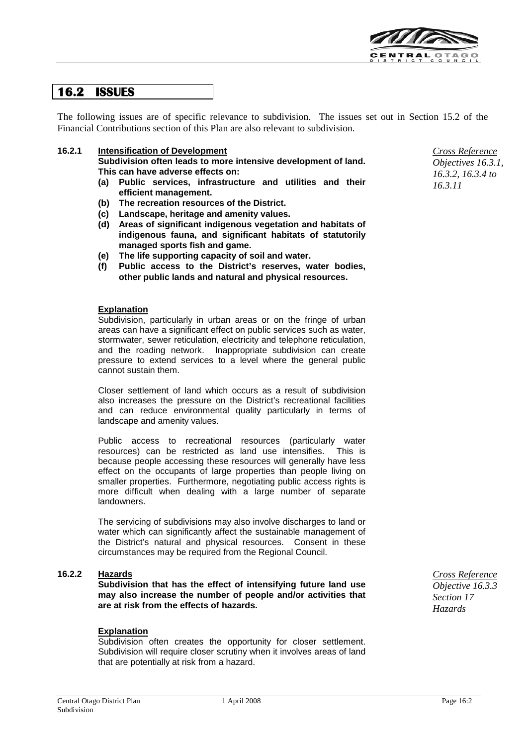## 16.2 ISSUES

The following issues are of specific relevance to subdivision. The issues set out in Section 15.2 of the Financial Contributions section of this Plan are also relevant to subdivision.

### 16.2.1 Intensification of Development

*Cross Reference*
*Objectives 16.3.1, 16.3.2, 16.3.4 to 16.3.11*

**Subdivision often leads to more intensive development of land. This can have adverse effects on:**

**(a) Public services, infrastructure and utilities and their efficient management.**

**(b) The recreation resources of the District.**

**(c) Landscape, heritage and amenity values.**

**(d) Areas of significant indigenous vegetation and habitats of indigenous fauna, and significant habitats of statutorily managed sports fish and game.**

**(e) The life supporting capacity of soil and water.**

**(f) Public access to the District's reserves, water bodies, other public lands and natural and physical resources.**

**Explanation**

Subdivision, particularly in urban areas or on the fringe of urban areas can have a significant effect on public services such as water, stormwater, sewer reticulation, electricity and telephone reticulation, and the roading network. Inappropriate subdivision can create pressure to extend services to a level where the general public cannot sustain them.

Closer settlement of land which occurs as a result of subdivision also increases the pressure on the District's recreational facilities and can reduce environmental quality particularly in terms of landscape and amenity values.

Public access to recreational resources (particularly water resources) can be restricted as land use intensifies. This is because people accessing these resources will generally have less effect on the occupants of large properties than people living on smaller properties. Furthermore, negotiating public access rights is more difficult when dealing with a large number of separate landowners.

The servicing of subdivisions may also involve discharges to land or water which can significantly affect the sustainable management of the District's natural and physical resources. Consent in these circumstances may be required from the Regional Council.

### 16.2.2 Hazards

*Cross Reference*
*Objective 16.3.3*
*Section 17 Hazards*

**Subdivision that has the effect of intensifying future land use may also increase the number of people and/or activities that are at risk from the effects of hazards.**

**Explanation**

Subdivision often creates the opportunity for closer settlement. Subdivision will require closer scrutiny when it involves areas of land that are potentially at risk from a hazard.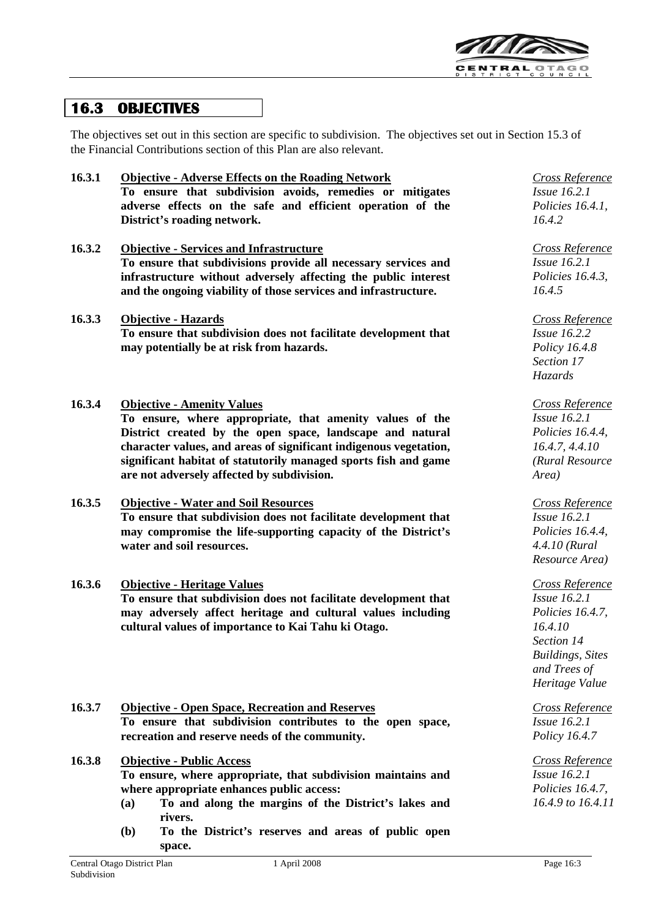## 16.3 OBJECTIVES

The objectives set out in this section are specific to subdivision. The objectives set out in Section 15.3 of the Financial Contributions section of this Plan are also relevant.

**16.3.1 Objective - Adverse Effects on the Roading Network**

**To ensure that subdivision avoids, remedies or mitigates adverse effects on the safe and efficient operation of the District's roading network.**

*Cross Reference*
*Issue 16.2.1*
*Policies 16.4.1, 16.4.2*

**16.3.2 Objective - Services and Infrastructure**

**To ensure that subdivisions provide all necessary services and infrastructure without adversely affecting the public interest and the ongoing viability of those services and infrastructure.**

*Cross Reference*
*Issue 16.2.1*
*Policies 16.4.3, 16.4.5*

**16.3.3 Objective - Hazards**

**To ensure that subdivision does not facilitate development that may potentially be at risk from hazards.**

*Cross Reference*
*Issue 16.2.2*
*Policy 16.4.8*
*Section 17 Hazards*

**16.3.4 Objective - Amenity Values**

**To ensure, where appropriate, that amenity values of the District created by the open space, landscape and natural character values, and areas of significant indigenous vegetation, significant habitat of statutorily managed sports fish and game are not adversely affected by subdivision.**

*Cross Reference*
*Issue 16.2.1*
*Policies 16.4.4, 16.4.7, 4.4.10 (Rural Resource Area)*

**16.3.5 Objective - Water and Soil Resources**

**To ensure that subdivision does not facilitate development that may compromise the life-supporting capacity of the District's water and soil resources.**

*Cross Reference*
*Issue 16.2.1*
*Policies 16.4.4, 4.4.10 (Rural Resource Area)*

**16.3.6 Objective - Heritage Values**

**To ensure that subdivision does not facilitate development that may adversely affect heritage and cultural values including cultural values of importance to Kai Tahu ki Otago.**

*Cross Reference*
*Issue 16.2.1*
*Policies 16.4.7, 16.4.10*
*Section 14 Buildings, Sites and Trees of Heritage Value*

**16.3.7 Objective - Open Space, Recreation and Reserves**

**To ensure that subdivision contributes to the open space, recreation and reserve needs of the community.**

*Cross Reference*
*Issue 16.2.1*
*Policy 16.4.7*

**16.3.8 Objective - Public Access**

**To ensure, where appropriate, that subdivision maintains and where appropriate enhances public access:**

**(a) To and along the margins of the District's lakes and rivers.**

**(b) To the District's reserves and areas of public open space.**

*Cross Reference*
*Issue 16.2.1*
*Policies 16.4.7, 16.4.9 to 16.4.11*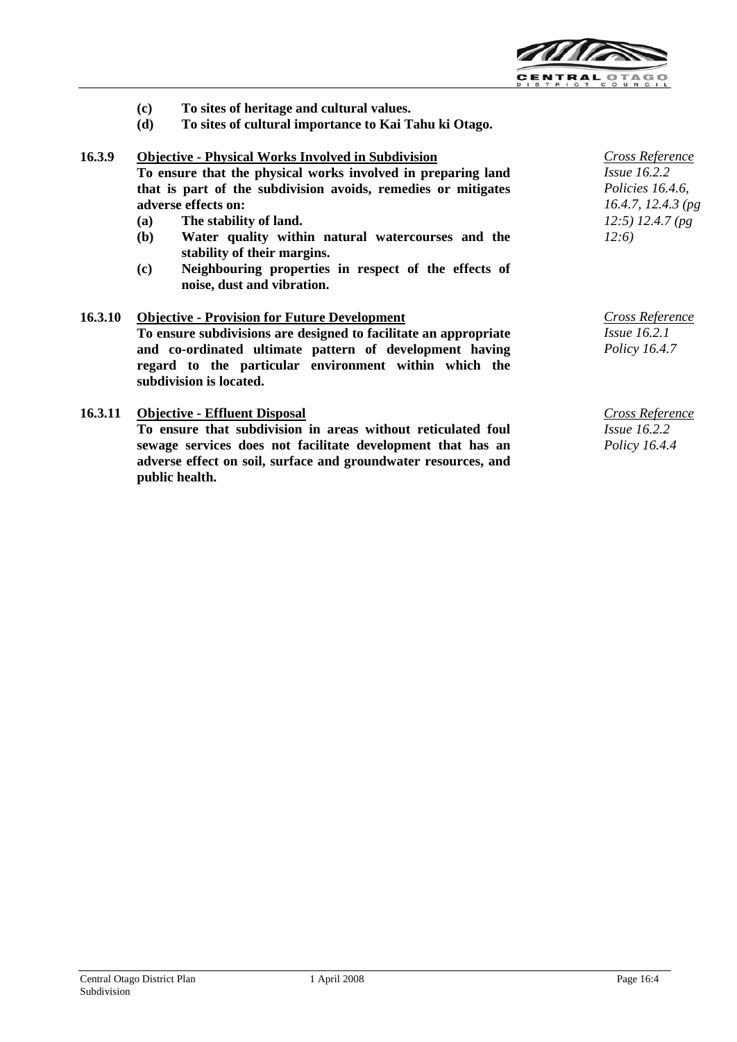**(c) To sites of heritage and cultural values.**

**(d) To sites of cultural importance to Kai Tahu ki Otago.**

**16.3.9 <u>Objective - Physical Works Involved in Subdivision</u>**

**To ensure that the physical works involved in preparing land that is part of the subdivision avoids, remedies or mitigates adverse effects on:**

**(a) The stability of land.**

**(b) Water quality within natural watercourses and the stability of their margins.**

**(c) Neighbouring properties in respect of the effects of noise, dust and vibration.**

*<u>Cross Reference</u>*
*Issue 16.2.2*
*Policies 16.4.6, 16.4.7, 12.4.3 (pg 12:5) 12.4.7 (pg 12:6)*

**16.3.10 <u>Objective - Provision for Future Development</u>**

**To ensure subdivisions are designed to facilitate an appropriate and co-ordinated ultimate pattern of development having regard to the particular environment within which the subdivision is located.**

*<u>Cross Reference</u>*
*Issue 16.2.1*
*Policy 16.4.7*

**16.3.11 <u>Objective - Effluent Disposal</u>**

**To ensure that subdivision in areas without reticulated foul sewage services does not facilitate development that has an adverse effect on soil, surface and groundwater resources, and public health.**

*<u>Cross Reference</u>*
*Issue 16.2.2*
*Policy 16.4.4*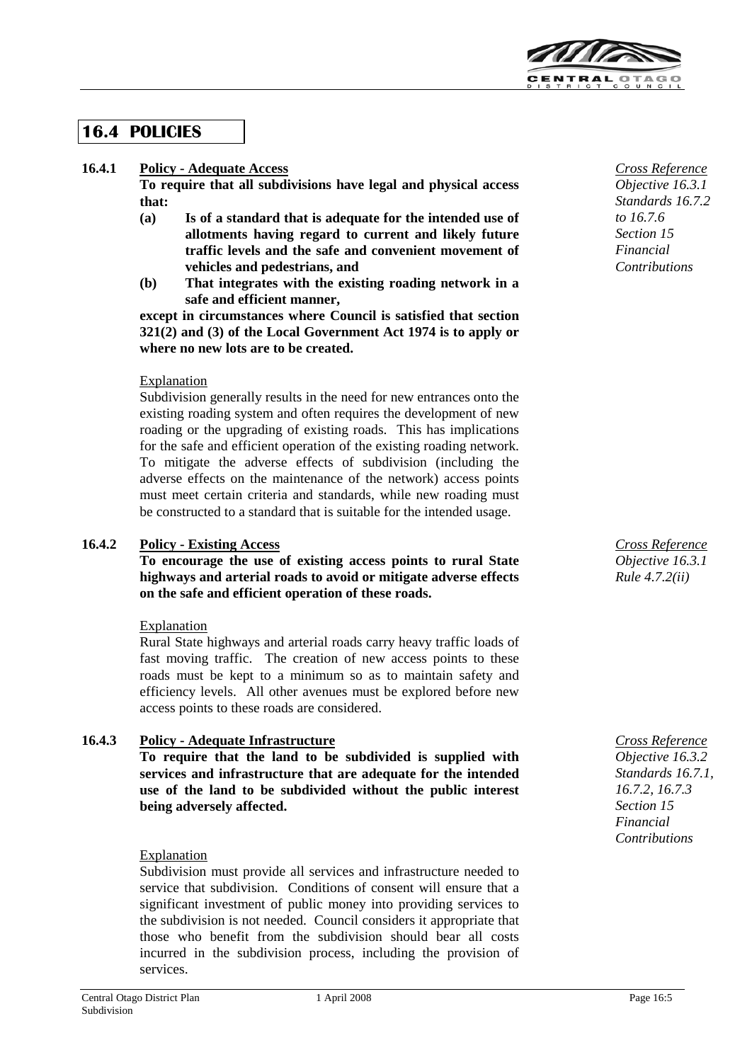## 16.4 POLICIES

### 16.4.1 Policy - Adequate Access

*Cross Reference*
*Objective 16.3.1*
*Standards 16.7.2 to 16.7.6*
*Section 15 Financial Contributions*

**To require that all subdivisions have legal and physical access that:**

**(a) Is of a standard that is adequate for the intended use of allotments having regard to current and likely future traffic levels and the safe and convenient movement of vehicles and pedestrians, and**

**(b) That integrates with the existing roading network in a safe and efficient manner,**

**except in circumstances where Council is satisfied that section 321(2) and (3) of the Local Government Act 1974 is to apply or where no new lots are to be created.**

Explanation

Subdivision generally results in the need for new entrances onto the existing roading system and often requires the development of new roading or the upgrading of existing roads. This has implications for the safe and efficient operation of the existing roading network. To mitigate the adverse effects of subdivision (including the adverse effects on the maintenance of the network) access points must meet certain criteria and standards, while new roading must be constructed to a standard that is suitable for the intended usage.

### 16.4.2 Policy - Existing Access

*Cross Reference*
*Objective 16.3.1*
*Rule 4.7.2(ii)*

**To encourage the use of existing access points to rural State highways and arterial roads to avoid or mitigate adverse effects on the safe and efficient operation of these roads.**

Explanation

Rural State highways and arterial roads carry heavy traffic loads of fast moving traffic. The creation of new access points to these roads must be kept to a minimum so as to maintain safety and efficiency levels. All other avenues must be explored before new access points to these roads are considered.

### 16.4.3 Policy - Adequate Infrastructure

*Cross Reference*
*Objective 16.3.2*
*Standards 16.7.1, 16.7.2, 16.7.3*
*Section 15 Financial Contributions*

**To require that the land to be subdivided is supplied with services and infrastructure that are adequate for the intended use of the land to be subdivided without the public interest being adversely affected.**

Explanation

Subdivision must provide all services and infrastructure needed to service that subdivision. Conditions of consent will ensure that a significant investment of public money into providing services to the subdivision is not needed. Council considers it appropriate that those who benefit from the subdivision should bear all costs incurred in the subdivision process, including the provision of services.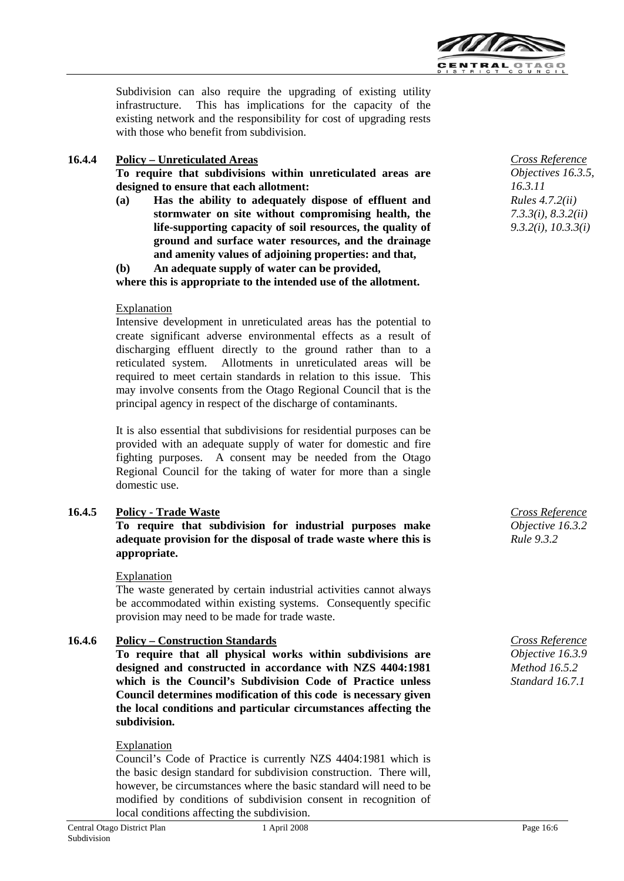Subdivision can also require the upgrading of existing utility infrastructure. This has implications for the capacity of the existing network and the responsibility for cost of upgrading rests with those who benefit from subdivision.

### 16.4.4 Policy – Unreticulated Areas

*Cross Reference*
*Objectives 16.3.5, 16.3.11*
*Rules 4.7.2(ii) 7.3.3(i), 8.3.2(ii) 9.3.2(i), 10.3.3(i)*

**To require that subdivisions within unreticulated areas are designed to ensure that each allotment:**

**(a) Has the ability to adequately dispose of effluent and stormwater on site without compromising health, the life-supporting capacity of soil resources, the quality of ground and surface water resources, and the drainage and amenity values of adjoining properties: and that,**

**(b) An adequate supply of water can be provided,**

**where this is appropriate to the intended use of the allotment.**

Explanation

Intensive development in unreticulated areas has the potential to create significant adverse environmental effects as a result of discharging effluent directly to the ground rather than to a reticulated system. Allotments in unreticulated areas will be required to meet certain standards in relation to this issue. This may involve consents from the Otago Regional Council that is the principal agency in respect of the discharge of contaminants.

It is also essential that subdivisions for residential purposes can be provided with an adequate supply of water for domestic and fire fighting purposes. A consent may be needed from the Otago Regional Council for the taking of water for more than a single domestic use.

### 16.4.5 Policy - Trade Waste

*Cross Reference*
*Objective 16.3.2*
*Rule 9.3.2*

**To require that subdivision for industrial purposes make adequate provision for the disposal of trade waste where this is appropriate.**

Explanation

The waste generated by certain industrial activities cannot always be accommodated within existing systems. Consequently specific provision may need to be made for trade waste.

### 16.4.6 Policy – Construction Standards

*Cross Reference*
*Objective 16.3.9*
*Method 16.5.2*
*Standard 16.7.1*

**To require that all physical works within subdivisions are designed and constructed in accordance with NZS 4404:1981 which is the Council's Subdivision Code of Practice unless Council determines modification of this code is necessary given the local conditions and particular circumstances affecting the subdivision.**

Explanation

Council's Code of Practice is currently NZS 4404:1981 which is the basic design standard for subdivision construction. There will, however, be circumstances where the basic standard will need to be modified by conditions of subdivision consent in recognition of local conditions affecting the subdivision.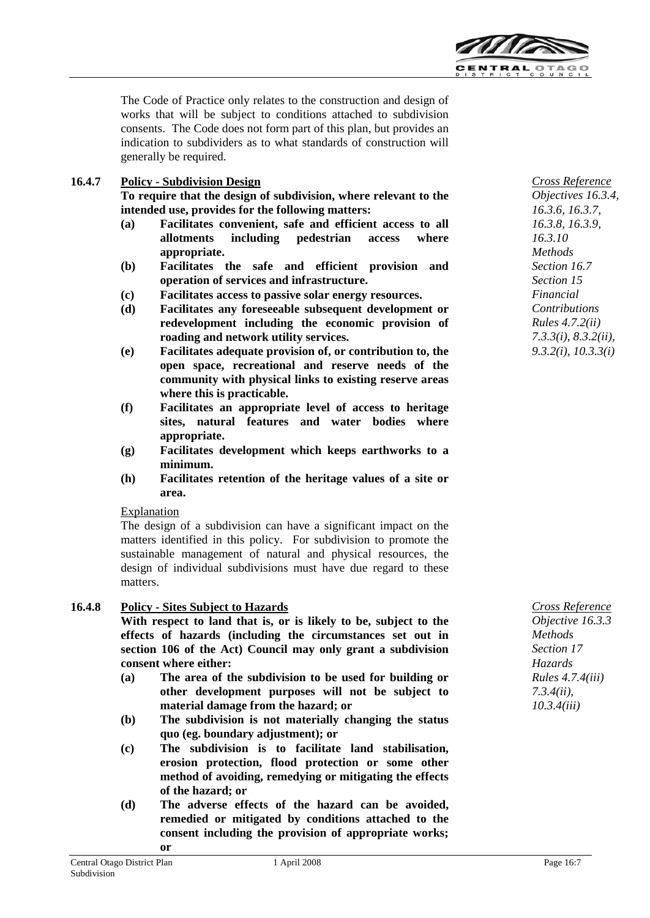The Code of Practice only relates to the construction and design of works that will be subject to conditions attached to subdivision consents. The Code does not form part of this plan, but provides an indication to subdividers as to what standards of construction will generally be required.

### 16.4.7 Policy - Subdivision Design

*Cross Reference*
*Objectives 16.3.4, 16.3.6, 16.3.7, 16.3.8, 16.3.9, 16.3.10*
*Methods*
*Section 16.7*
*Section 15 Financial Contributions*
*Rules 4.7.2(ii) 7.3.3(i), 8.3.2(ii), 9.3.2(i), 10.3.3(i)*

**To require that the design of subdivision, where relevant to the intended use, provides for the following matters:**

**(a) Facilitates convenient, safe and efficient access to all allotments including pedestrian access where appropriate.**

**(b) Facilitates the safe and efficient provision and operation of services and infrastructure.**

**(c) Facilitates access to passive solar energy resources.**

**(d) Facilitates any foreseeable subsequent development or redevelopment including the economic provision of roading and network utility services.**

**(e) Facilitates adequate provision of, or contribution to, the open space, recreational and reserve needs of the community with physical links to existing reserve areas where this is practicable.**

**(f) Facilitates an appropriate level of access to heritage sites, natural features and water bodies where appropriate.**

**(g) Facilitates development which keeps earthworks to a minimum.**

**(h) Facilitates retention of the heritage values of a site or area.**

Explanation

The design of a subdivision can have a significant impact on the matters identified in this policy. For subdivision to promote the sustainable management of natural and physical resources, the design of individual subdivisions must have due regard to these matters.

### 16.4.8 Policy - Sites Subject to Hazards

*Cross Reference*
*Objective 16.3.3*
*Methods*
*Section 17 Hazards*
*Rules 4.7.4(iii) 7.3.4(ii), 10.3.4(iii)*

**With respect to land that is, or is likely to be, subject to the effects of hazards (including the circumstances set out in section 106 of the Act) Council may only grant a subdivision consent where either:**

**(a) The area of the subdivision to be used for building or other development purposes will not be subject to material damage from the hazard; or**

**(b) The subdivision is not materially changing the status quo (eg. boundary adjustment); or**

**(c) The subdivision is to facilitate land stabilisation, erosion protection, flood protection or some other method of avoiding, remedying or mitigating the effects of the hazard; or**

**(d) The adverse effects of the hazard can be avoided, remedied or mitigated by conditions attached to the consent including the provision of appropriate works; or**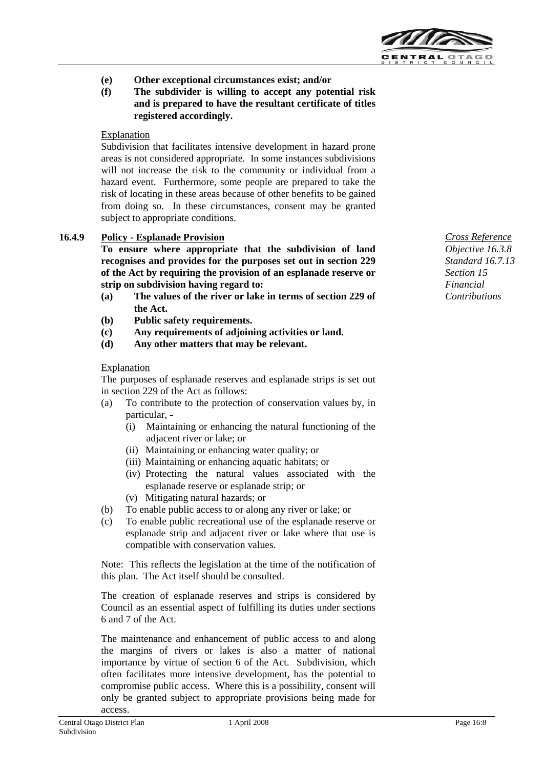**(e) Other exceptional circumstances exist; and/or**

**(f) The subdivider is willing to accept any potential risk and is prepared to have the resultant certificate of titles registered accordingly.**

Explanation

Subdivision that facilitates intensive development in hazard prone areas is not considered appropriate. In some instances subdivisions will not increase the risk to the community or individual from a hazard event. Furthermore, some people are prepared to take the risk of locating in these areas because of other benefits to be gained from doing so. In these circumstances, consent may be granted subject to appropriate conditions.

### 16.4.9 Policy - Esplanade Provision

*Cross Reference*
*Objective 16.3.8*
*Standard 16.7.13*
*Section 15 Financial Contributions*

**To ensure where appropriate that the subdivision of land recognises and provides for the purposes set out in section 229 of the Act by requiring the provision of an esplanade reserve or strip on subdivision having regard to:**

**(a) The values of the river or lake in terms of section 229 of the Act.**

**(b) Public safety requirements.**

**(c) Any requirements of adjoining activities or land.**

**(d) Any other matters that may be relevant.**

Explanation

The purposes of esplanade reserves and esplanade strips is set out in section 229 of the Act as follows:

(a) To contribute to the protection of conservation values by, in particular, -
   - (i) Maintaining or enhancing the natural functioning of the adjacent river or lake; or
   - (ii) Maintaining or enhancing water quality; or
   - (iii) Maintaining or enhancing aquatic habitats; or
   - (iv) Protecting the natural values associated with the esplanade reserve or esplanade strip; or
   - (v) Mitigating natural hazards; or

(b) To enable public access to or along any river or lake; or

(c) To enable public recreational use of the esplanade reserve or esplanade strip and adjacent river or lake where that use is compatible with conservation values.

Note: This reflects the legislation at the time of the notification of this plan. The Act itself should be consulted.

The creation of esplanade reserves and strips is considered by Council as an essential aspect of fulfilling its duties under sections 6 and 7 of the Act.

The maintenance and enhancement of public access to and along the margins of rivers or lakes is also a matter of national importance by virtue of section 6 of the Act. Subdivision, which often facilitates more intensive development, has the potential to compromise public access. Where this is a possibility, consent will only be granted subject to appropriate provisions being made for access.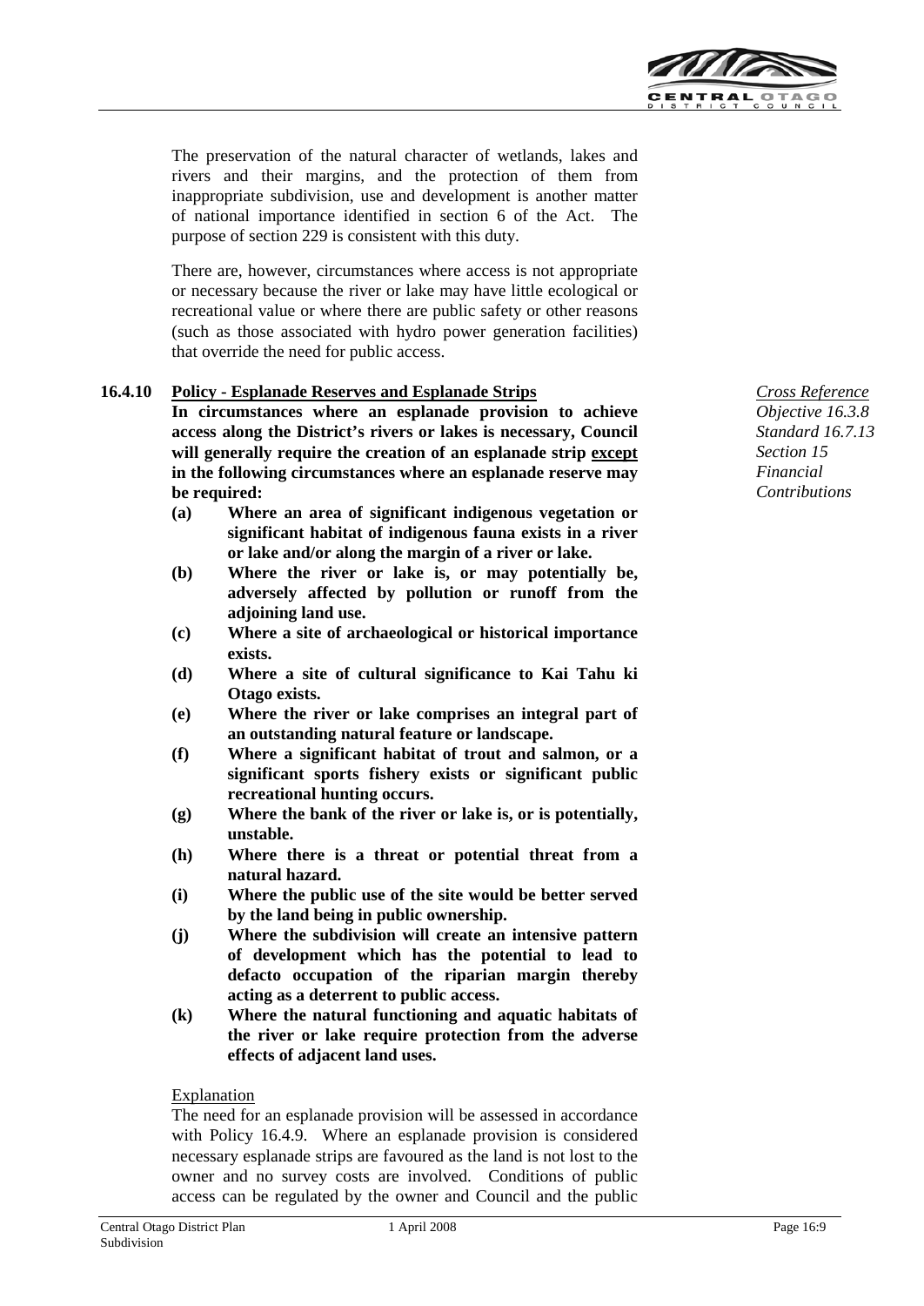The preservation of the natural character of wetlands, lakes and rivers and their margins, and the protection of them from inappropriate subdivision, use and development is another matter of national importance identified in section 6 of the Act. The purpose of section 229 is consistent with this duty.

There are, however, circumstances where access is not appropriate or necessary because the river or lake may have little ecological or recreational value or where there are public safety or other reasons (such as those associated with hydro power generation facilities) that override the need for public access.

### 16.4.10 Policy - Esplanade Reserves and Esplanade Strips

*Cross Reference*
*Objective 16.3.8*
*Standard 16.7.13*
*Section 15 Financial Contributions*

**In circumstances where an esplanade provision to achieve access along the District's rivers or lakes is necessary, Council will generally require the creation of an esplanade strip except in the following circumstances where an esplanade reserve may be required:**

**(a) Where an area of significant indigenous vegetation or significant habitat of indigenous fauna exists in a river or lake and/or along the margin of a river or lake.**

**(b) Where the river or lake is, or may potentially be, adversely affected by pollution or runoff from the adjoining land use.**

**(c) Where a site of archaeological or historical importance exists.**

**(d) Where a site of cultural significance to Kai Tahu ki Otago exists.**

**(e) Where the river or lake comprises an integral part of an outstanding natural feature or landscape.**

**(f) Where a significant habitat of trout and salmon, or a significant sports fishery exists or significant public recreational hunting occurs.**

**(g) Where the bank of the river or lake is, or is potentially, unstable.**

**(h) Where there is a threat or potential threat from a natural hazard.**

**(i) Where the public use of the site would be better served by the land being in public ownership.**

**(j) Where the subdivision will create an intensive pattern of development which has the potential to lead to defacto occupation of the riparian margin thereby acting as a deterrent to public access.**

**(k) Where the natural functioning and aquatic habitats of the river or lake require protection from the adverse effects of adjacent land uses.**

Explanation

The need for an esplanade provision will be assessed in accordance with Policy 16.4.9. Where an esplanade provision is considered necessary esplanade strips are favoured as the land is not lost to the owner and no survey costs are involved. Conditions of public access can be regulated by the owner and Council and the public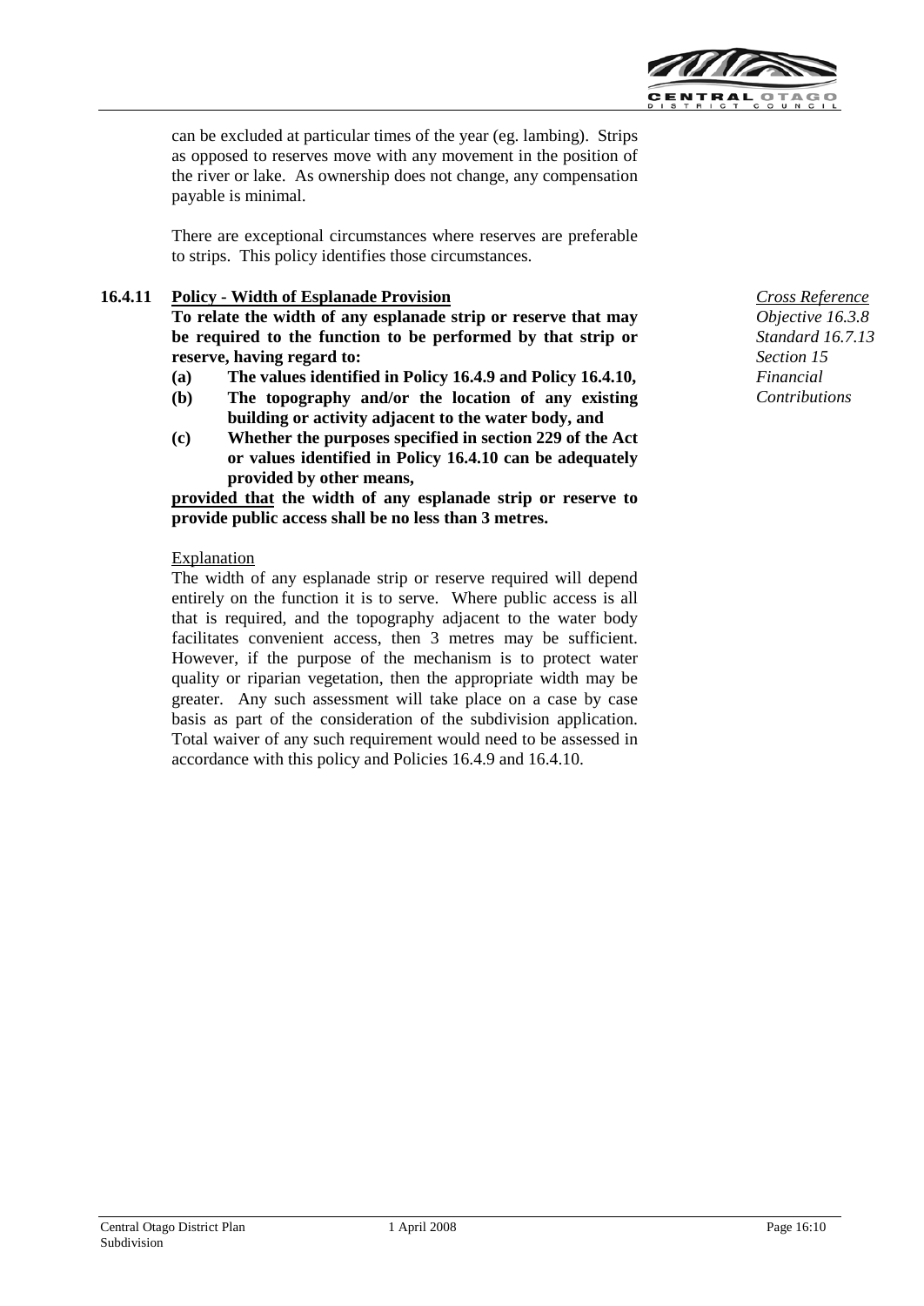can be excluded at particular times of the year (eg. lambing). Strips as opposed to reserves move with any movement in the position of the river or lake. As ownership does not change, any compensation payable is minimal.

There are exceptional circumstances where reserves are preferable to strips. This policy identifies those circumstances.

**16.4.11 Policy - Width of Esplanade Provision**

*Cross Reference*
*Objective 16.3.8*
*Standard 16.7.13*
*Section 15 Financial Contributions*

**To relate the width of any esplanade strip or reserve that may be required to the function to be performed by that strip or reserve, having regard to:**

**(a) The values identified in Policy 16.4.9 and Policy 16.4.10,**

**(b) The topography and/or the location of any existing building or activity adjacent to the water body, and**

**(c) Whether the purposes specified in section 229 of the Act or values identified in Policy 16.4.10 can be adequately provided by other means,**

**provided that the width of any esplanade strip or reserve to provide public access shall be no less than 3 metres.**

Explanation

The width of any esplanade strip or reserve required will depend entirely on the function it is to serve. Where public access is all that is required, and the topography adjacent to the water body facilitates convenient access, then 3 metres may be sufficient. However, if the purpose of the mechanism is to protect water quality or riparian vegetation, then the appropriate width may be greater. Any such assessment will take place on a case by case basis as part of the consideration of the subdivision application. Total waiver of any such requirement would need to be assessed in accordance with this policy and Policies 16.4.9 and 16.4.10.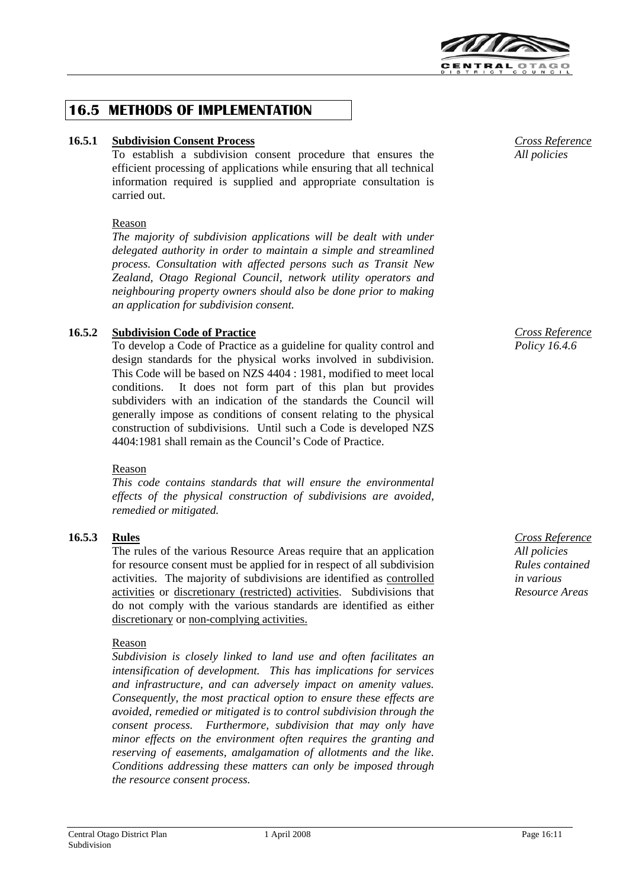## 16.5 METHODS OF IMPLEMENTATION

**16.5.1 Subdivision Consent Process**

To establish a subdivision consent procedure that ensures the efficient processing of applications while ensuring that all technical information required is supplied and appropriate consultation is carried out.

*Cross Reference*
*All policies*

Reason

*The majority of subdivision applications will be dealt with under delegated authority in order to maintain a simple and streamlined process. Consultation with affected persons such as Transit New Zealand, Otago Regional Council, network utility operators and neighbouring property owners should also be done prior to making an application for subdivision consent.*

**16.5.2 Subdivision Code of Practice**

To develop a Code of Practice as a guideline for quality control and design standards for the physical works involved in subdivision. This Code will be based on NZS 4404 : 1981, modified to meet local conditions. It does not form part of this plan but provides subdividers with an indication of the standards the Council will generally impose as conditions of consent relating to the physical construction of subdivisions. Until such a Code is developed NZS 4404:1981 shall remain as the Council's Code of Practice.

*Cross Reference*
*Policy 16.4.6*

Reason

*This code contains standards that will ensure the environmental effects of the physical construction of subdivisions are avoided, remedied or mitigated.*

**16.5.3 Rules**

The rules of the various Resource Areas require that an application for resource consent must be applied for in respect of all subdivision activities. The majority of subdivisions are identified as controlled activities or discretionary (restricted) activities. Subdivisions that do not comply with the various standards are identified as either discretionary or non-complying activities.

*Cross Reference*
*All policies*
*Rules contained in various Resource Areas*

Reason

*Subdivision is closely linked to land use and often facilitates an intensification of development. This has implications for services and infrastructure, and can adversely impact on amenity values. Consequently, the most practical option to ensure these effects are avoided, remedied or mitigated is to control subdivision through the consent process. Furthermore, subdivision that may only have minor effects on the environment often requires the granting and reserving of easements, amalgamation of allotments and the like. Conditions addressing these matters can only be imposed through the resource consent process.*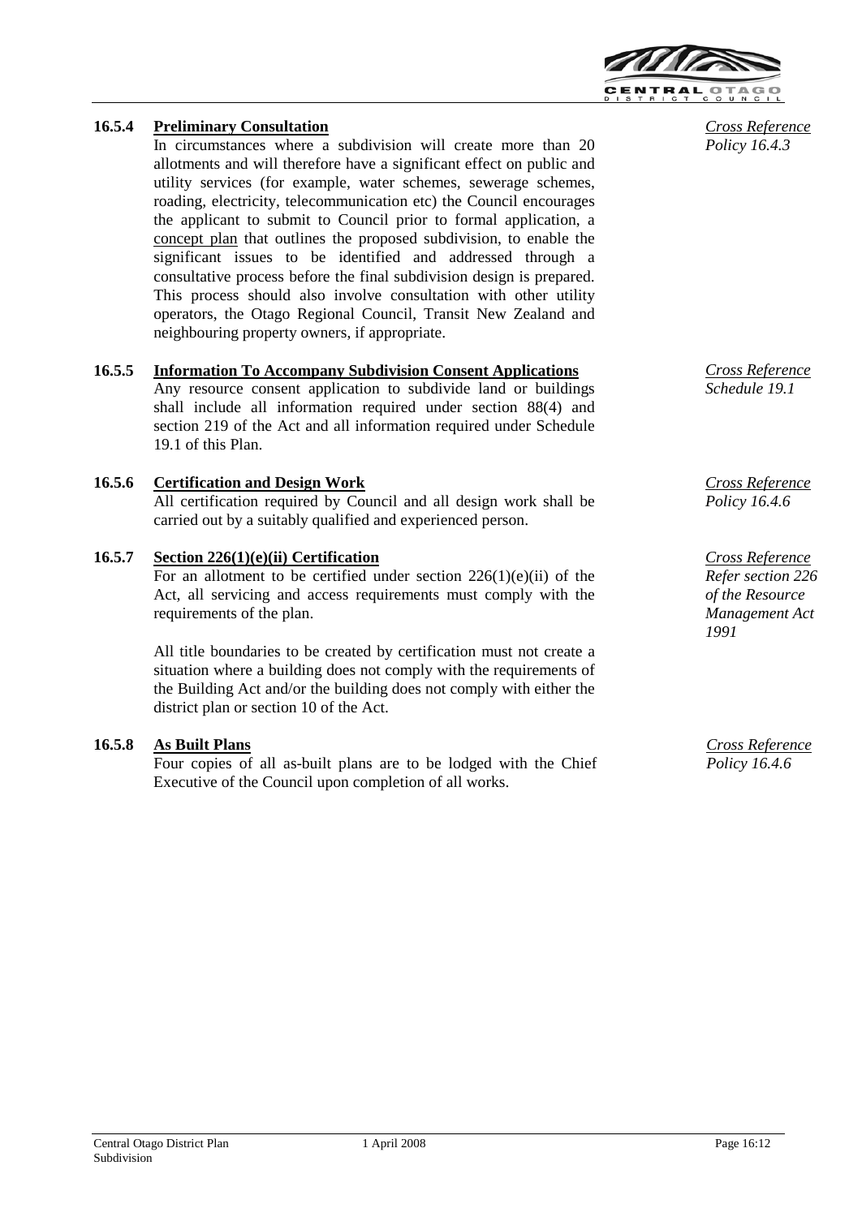### 16.5.4 Preliminary Consultation

*Cross Reference Policy 16.4.3*

In circumstances where a subdivision will create more than 20 allotments and will therefore have a significant effect on public and utility services (for example, water schemes, sewerage schemes, roading, electricity, telecommunication etc) the Council encourages the applicant to submit to Council prior to formal application, a concept plan that outlines the proposed subdivision, to enable the significant issues to be identified and addressed through a consultative process before the final subdivision design is prepared. This process should also involve consultation with other utility operators, the Otago Regional Council, Transit New Zealand and neighbouring property owners, if appropriate.

### 16.5.5 Information To Accompany Subdivision Consent Applications

*Cross Reference Schedule 19.1*

Any resource consent application to subdivide land or buildings shall include all information required under section 88(4) and section 219 of the Act and all information required under Schedule 19.1 of this Plan.

### 16.5.6 Certification and Design Work

*Cross Reference Policy 16.4.6*

All certification required by Council and all design work shall be carried out by a suitably qualified and experienced person.

### 16.5.7 Section 226(1)(e)(ii) Certification

*Cross Reference Refer section 226 of the Resource Management Act 1991*

For an allotment to be certified under section 226(1)(e)(ii) of the Act, all servicing and access requirements must comply with the requirements of the plan.

All title boundaries to be created by certification must not create a situation where a building does not comply with the requirements of the Building Act and/or the building does not comply with either the district plan or section 10 of the Act.

### 16.5.8 As Built Plans

*Cross Reference Policy 16.4.6*

Four copies of all as-built plans are to be lodged with the Chief Executive of the Council upon completion of all works.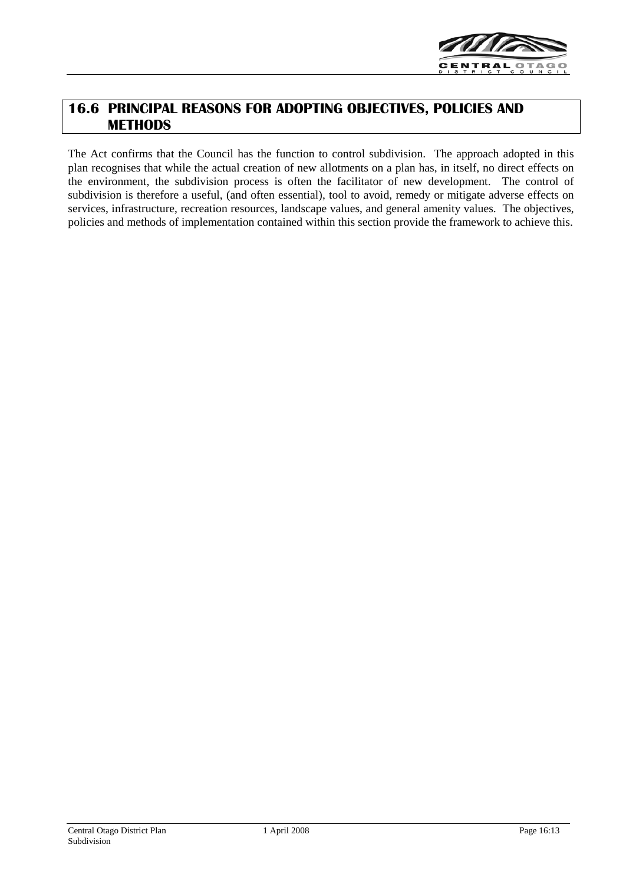## 16.6 PRINCIPAL REASONS FOR ADOPTING OBJECTIVES, POLICIES AND METHODS

The Act confirms that the Council has the function to control subdivision. The approach adopted in this plan recognises that while the actual creation of new allotments on a plan has, in itself, no direct effects on the environment, the subdivision process is often the facilitator of new development. The control of subdivision is therefore a useful, (and often essential), tool to avoid, remedy or mitigate adverse effects on services, infrastructure, recreation resources, landscape values, and general amenity values. The objectives, policies and methods of implementation contained within this section provide the framework to achieve this.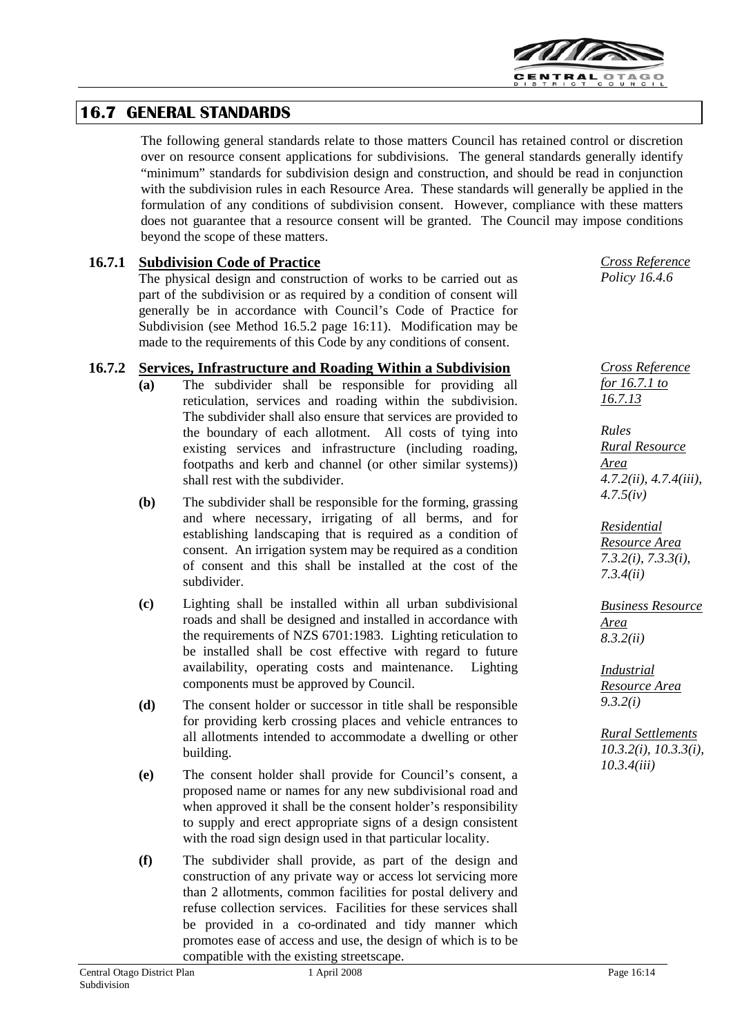## 16.7 GENERAL STANDARDS

The following general standards relate to those matters Council has retained control or discretion over on resource consent applications for subdivisions. The general standards generally identify "minimum" standards for subdivision design and construction, and should be read in conjunction with the subdivision rules in each Resource Area. These standards will generally be applied in the formulation of any conditions of subdivision consent. However, compliance with these matters does not guarantee that a resource consent will be granted. The Council may impose conditions beyond the scope of these matters.

### 16.7.1 Subdivision Code of Practice

*Cross Reference Policy 16.4.6*

The physical design and construction of works to be carried out as part of the subdivision or as required by a condition of consent will generally be in accordance with Council's Code of Practice for Subdivision (see Method 16.5.2 page 16:11). Modification may be made to the requirements of this Code by any conditions of consent.

### 16.7.2 Services, Infrastructure and Roading Within a Subdivision

*Cross Reference for 16.7.1 to 16.7.13*

*Rules*
*Rural Resource Area 4.7.2(ii), 4.7.4(iii), 4.7.5(iv)*

*Residential Resource Area 7.3.2(i), 7.3.3(i), 7.3.4(ii)*

*Business Resource Area 8.3.2(ii)*

*Industrial Resource Area 9.3.2(i)*

*Rural Settlements 10.3.2(i), 10.3.3(i), 10.3.4(iii)*

**(a)** The subdivider shall be responsible for providing all reticulation, services and roading within the subdivision. The subdivider shall also ensure that services are provided to the boundary of each allotment. All costs of tying into existing services and infrastructure (including roading, footpaths and kerb and channel (or other similar systems)) shall rest with the subdivider.

**(b)** The subdivider shall be responsible for the forming, grassing and where necessary, irrigating of all berms, and for establishing landscaping that is required as a condition of consent. An irrigation system may be required as a condition of consent and this shall be installed at the cost of the subdivider.

**(c)** Lighting shall be installed within all urban subdivisional roads and shall be designed and installed in accordance with the requirements of NZS 6701:1983. Lighting reticulation to be installed shall be cost effective with regard to future availability, operating costs and maintenance. Lighting components must be approved by Council.

**(d)** The consent holder or successor in title shall be responsible for providing kerb crossing places and vehicle entrances to all allotments intended to accommodate a dwelling or other building.

**(e)** The consent holder shall provide for Council's consent, a proposed name or names for any new subdivisional road and when approved it shall be the consent holder's responsibility to supply and erect appropriate signs of a design consistent with the road sign design used in that particular locality.

**(f)** The subdivider shall provide, as part of the design and construction of any private way or access lot servicing more than 2 allotments, common facilities for postal delivery and refuse collection services. Facilities for these services shall be provided in a co-ordinated and tidy manner which promotes ease of access and use, the design of which is to be compatible with the existing streetscape.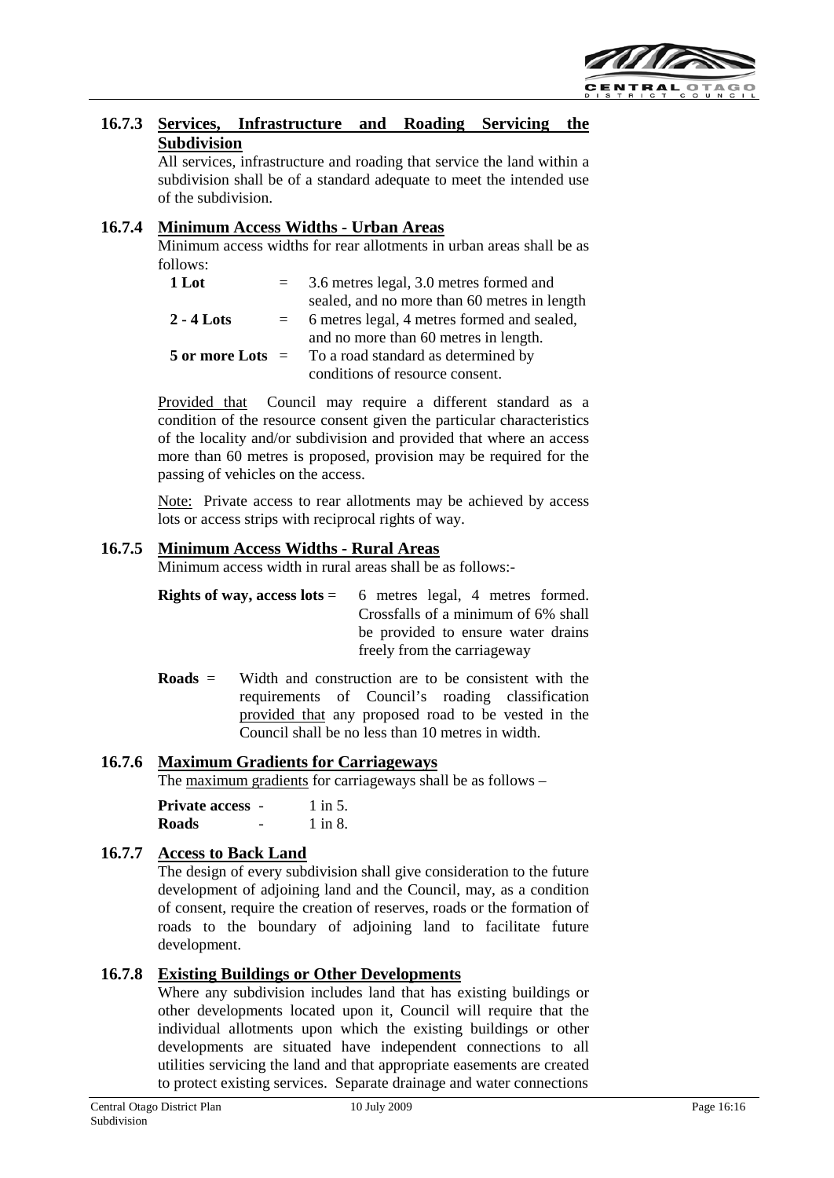### 16.7.3 Services, Infrastructure and Roading Servicing the Subdivision

All services, infrastructure and roading that service the land within a subdivision shall be of a standard adequate to meet the intended use of the subdivision.

### 16.7.4 Minimum Access Widths - Urban Areas

Minimum access widths for rear allotments in urban areas shall be as follows:

| | | |
|---|---|---|
| **1 Lot** | = | 3.6 metres legal, 3.0 metres formed and sealed, and no more than 60 metres in length |
| **2 - 4 Lots** | = | 6 metres legal, 4 metres formed and sealed, and no more than 60 metres in length. |
| **5 or more Lots** | = | To a road standard as determined by conditions of resource consent. |

Provided that Council may require a different standard as a condition of the resource consent given the particular characteristics of the locality and/or subdivision and provided that where an access more than 60 metres is proposed, provision may be required for the passing of vehicles on the access.

Note: Private access to rear allotments may be achieved by access lots or access strips with reciprocal rights of way.

### 16.7.5 Minimum Access Widths - Rural Areas

Minimum access width in rural areas shall be as follows:-

**Rights of way, access lots** = 6 metres legal, 4 metres formed. Crossfalls of a minimum of 6% shall be provided to ensure water drains freely from the carriageway

**Roads** = Width and construction are to be consistent with the requirements of Council's roading classification provided that any proposed road to be vested in the Council shall be no less than 10 metres in width.

### 16.7.6 Maximum Gradients for Carriageways

The maximum gradients for carriageways shall be as follows –

| | | |
|---|---|---|
| **Private access** | - | 1 in 5. |
| **Roads** | - | 1 in 8. |

### 16.7.7 Access to Back Land

The design of every subdivision shall give consideration to the future development of adjoining land and the Council, may, as a condition of consent, require the creation of reserves, roads or the formation of roads to the boundary of adjoining land to facilitate future development.

### 16.7.8 Existing Buildings or Other Developments

Where any subdivision includes land that has existing buildings or other developments located upon it, Council will require that the individual allotments upon which the existing buildings or other developments are situated have independent connections to all utilities servicing the land and that appropriate easements are created to protect existing services. Separate drainage and water connections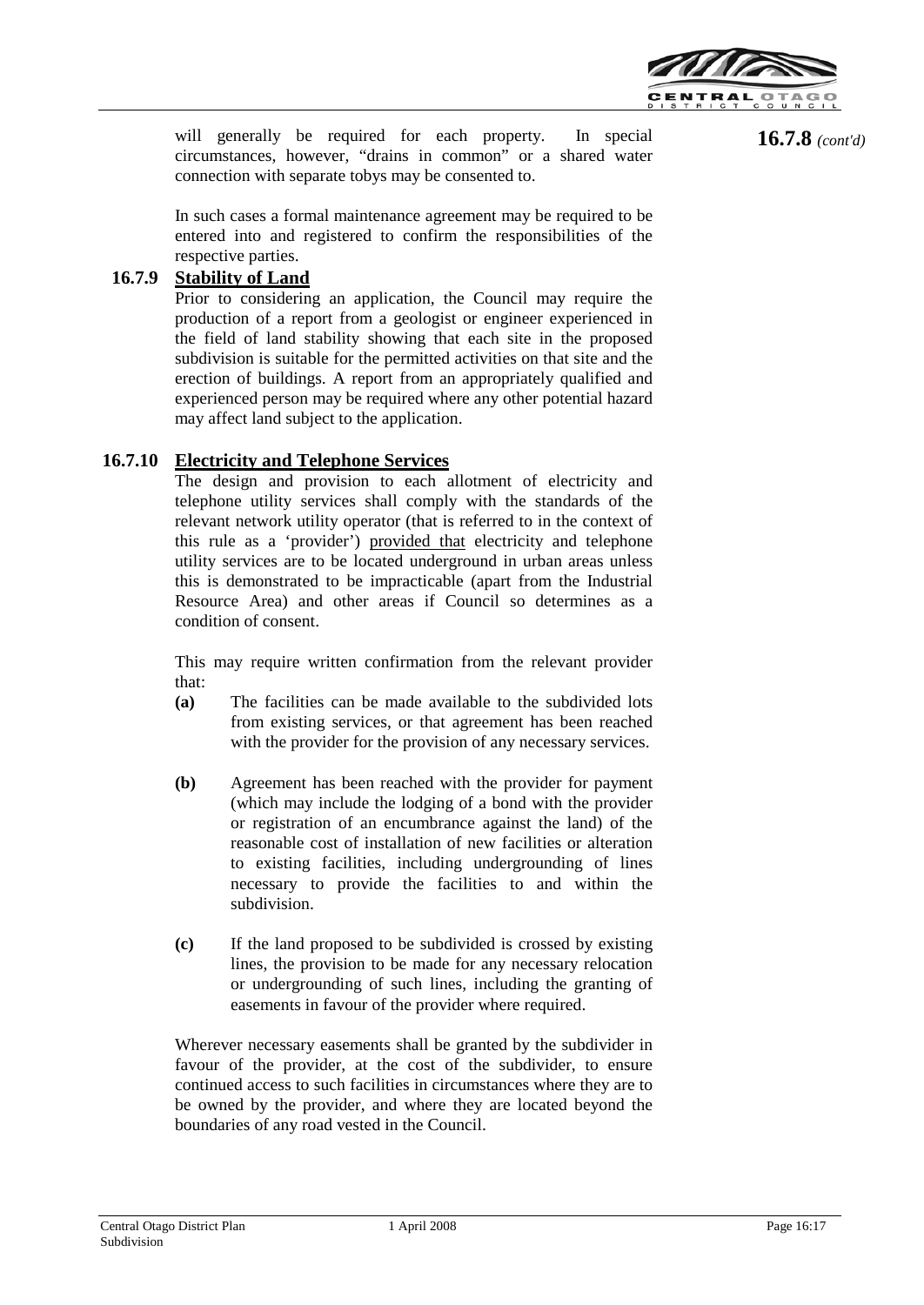will generally be required for each property. In special circumstances, however, "drains in common" or a shared water connection with separate tobys may be consented to.

In such cases a formal maintenance agreement may be required to be entered into and registered to confirm the responsibilities of the respective parties.

### 16.7.9 Stability of Land

Prior to considering an application, the Council may require the production of a report from a geologist or engineer experienced in the field of land stability showing that each site in the proposed subdivision is suitable for the permitted activities on that site and the erection of buildings. A report from an appropriately qualified and experienced person may be required where any other potential hazard may affect land subject to the application.

### 16.7.10 Electricity and Telephone Services

The design and provision to each allotment of electricity and telephone utility services shall comply with the standards of the relevant network utility operator (that is referred to in the context of this rule as a 'provider') provided that electricity and telephone utility services are to be located underground in urban areas unless this is demonstrated to be impracticable (apart from the Industrial Resource Area) and other areas if Council so determines as a condition of consent.

This may require written confirmation from the relevant provider that:

**(a)** The facilities can be made available to the subdivided lots from existing services, or that agreement has been reached with the provider for the provision of any necessary services.

**(b)** Agreement has been reached with the provider for payment (which may include the lodging of a bond with the provider or registration of an encumbrance against the land) of the reasonable cost of installation of new facilities or alteration to existing facilities, including undergrounding of lines necessary to provide the facilities to and within the subdivision.

**(c)** If the land proposed to be subdivided is crossed by existing lines, the provision to be made for any necessary relocation or undergrounding of such lines, including the granting of easements in favour of the provider where required.

Wherever necessary easements shall be granted by the subdivider in favour of the provider, at the cost of the subdivider, to ensure continued access to such facilities in circumstances where they are to be owned by the provider, and where they are located beyond the boundaries of any road vested in the Council.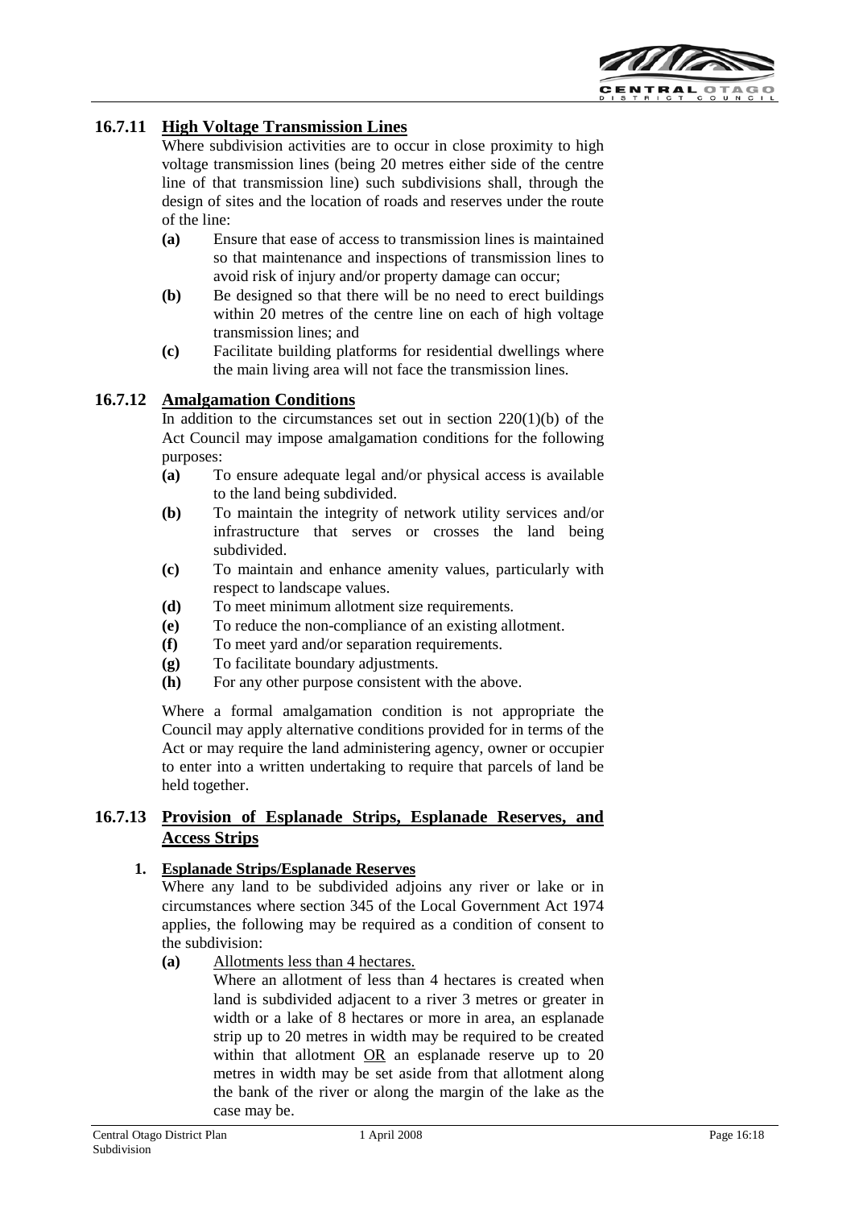### 16.7.11 <u>High Voltage Transmission Lines</u>

Where subdivision activities are to occur in close proximity to high voltage transmission lines (being 20 metres either side of the centre line of that transmission line) such subdivisions shall, through the design of sites and the location of roads and reserves under the route of the line:

**(a)** Ensure that ease of access to transmission lines is maintained so that maintenance and inspections of transmission lines to avoid risk of injury and/or property damage can occur;

**(b)** Be designed so that there will be no need to erect buildings within 20 metres of the centre line on each of high voltage transmission lines; and

**(c)** Facilitate building platforms for residential dwellings where the main living area will not face the transmission lines.

### 16.7.12 <u>Amalgamation Conditions</u>

In addition to the circumstances set out in section 220(1)(b) of the Act Council may impose amalgamation conditions for the following purposes:

**(a)** To ensure adequate legal and/or physical access is available to the land being subdivided.

**(b)** To maintain the integrity of network utility services and/or infrastructure that serves or crosses the land being subdivided.

**(c)** To maintain and enhance amenity values, particularly with respect to landscape values.

**(d)** To meet minimum allotment size requirements.

**(e)** To reduce the non-compliance of an existing allotment.

**(f)** To meet yard and/or separation requirements.

**(g)** To facilitate boundary adjustments.

**(h)** For any other purpose consistent with the above.

Where a formal amalgamation condition is not appropriate the Council may apply alternative conditions provided for in terms of the Act or may require the land administering agency, owner or occupier to enter into a written undertaking to require that parcels of land be held together.

### 16.7.13 <u>Provision of Esplanade Strips, Esplanade Reserves, and Access Strips</u>

**1. <u>Esplanade Strips/Esplanade Reserves</u>**

Where any land to be subdivided adjoins any river or lake or in circumstances where section 345 of the Local Government Act 1974 applies, the following may be required as a condition of consent to the subdivision:

**(a)** <u>Allotments less than 4 hectares.</u>

Where an allotment of less than 4 hectares is created when land is subdivided adjacent to a river 3 metres or greater in width or a lake of 8 hectares or more in area, an esplanade strip up to 20 metres in width may be required to be created within that allotment <u>OR</u> an esplanade reserve up to 20 metres in width may be set aside from that allotment along the bank of the river or along the margin of the lake as the case may be.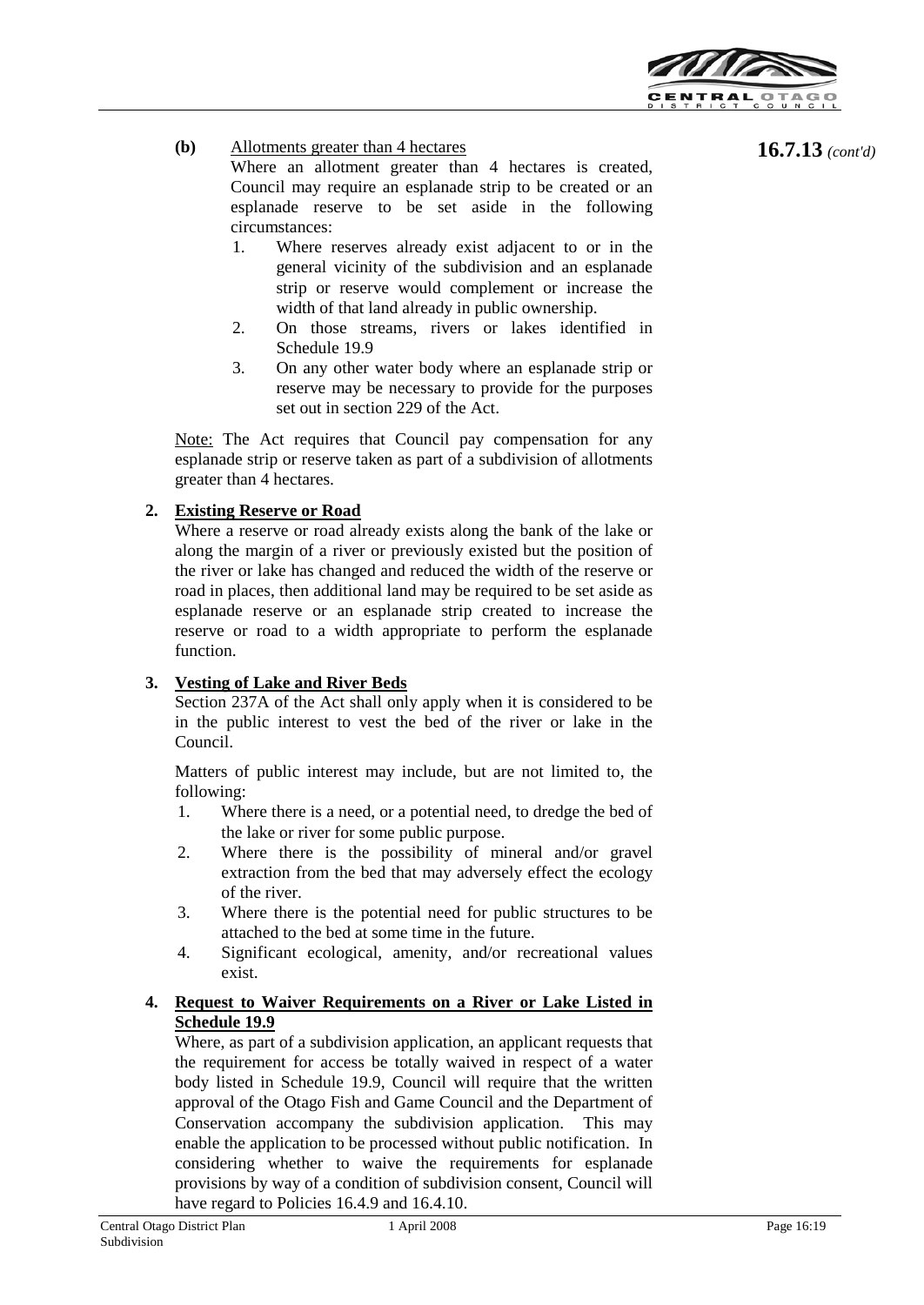**16.7.13** *(cont'd)*

**(b)** Allotments greater than 4 hectares

Where an allotment greater than 4 hectares is created, Council may require an esplanade strip to be created or an esplanade reserve to be set aside in the following circumstances:

1. Where reserves already exist adjacent to or in the general vicinity of the subdivision and an esplanade strip or reserve would complement or increase the width of that land already in public ownership.
2. On those streams, rivers or lakes identified in Schedule 19.9
3. On any other water body where an esplanade strip or reserve may be necessary to provide for the purposes set out in section 229 of the Act.

Note: The Act requires that Council pay compensation for any esplanade strip or reserve taken as part of a subdivision of allotments greater than 4 hectares.

**2. Existing Reserve or Road**

Where a reserve or road already exists along the bank of the lake or along the margin of a river or previously existed but the position of the river or lake has changed and reduced the width of the reserve or road in places, then additional land may be required to be set aside as esplanade reserve or an esplanade strip created to increase the reserve or road to a width appropriate to perform the esplanade function.

**3. Vesting of Lake and River Beds**

Section 237A of the Act shall only apply when it is considered to be in the public interest to vest the bed of the river or lake in the Council.

Matters of public interest may include, but are not limited to, the following:

1. Where there is a need, or a potential need, to dredge the bed of the lake or river for some public purpose.
2. Where there is the possibility of mineral and/or gravel extraction from the bed that may adversely effect the ecology of the river.
3. Where there is the potential need for public structures to be attached to the bed at some time in the future.
4. Significant ecological, amenity, and/or recreational values exist.

**4. Request to Waiver Requirements on a River or Lake Listed in Schedule 19.9**

Where, as part of a subdivision application, an applicant requests that the requirement for access be totally waived in respect of a water body listed in Schedule 19.9, Council will require that the written approval of the Otago Fish and Game Council and the Department of Conservation accompany the subdivision application. This may enable the application to be processed without public notification. In considering whether to waive the requirements for esplanade provisions by way of a condition of subdivision consent, Council will have regard to Policies 16.4.9 and 16.4.10.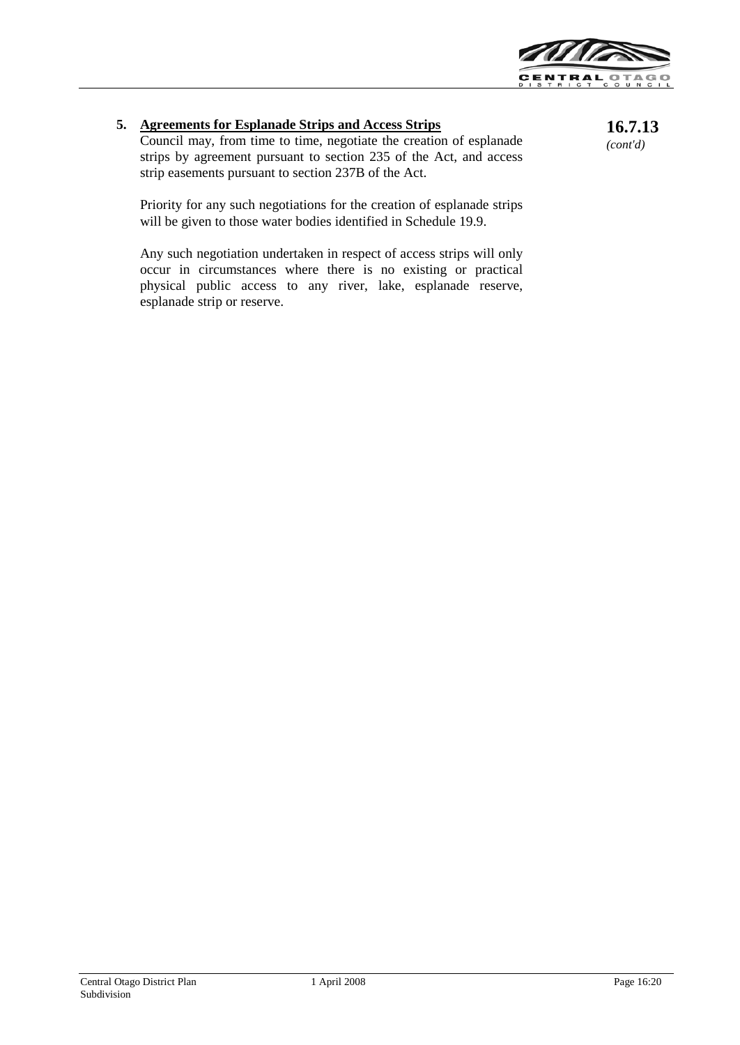**16.7.13** *(cont'd)*

5. **Agreements for Esplanade Strips and Access Strips**
   Council may, from time to time, negotiate the creation of esplanade strips by agreement pursuant to section 235 of the Act, and access strip easements pursuant to section 237B of the Act.

   Priority for any such negotiations for the creation of esplanade strips will be given to those water bodies identified in Schedule 19.9.

   Any such negotiation undertaken in respect of access strips will only occur in circumstances where there is no existing or practical physical public access to any river, lake, esplanade reserve, esplanade strip or reserve.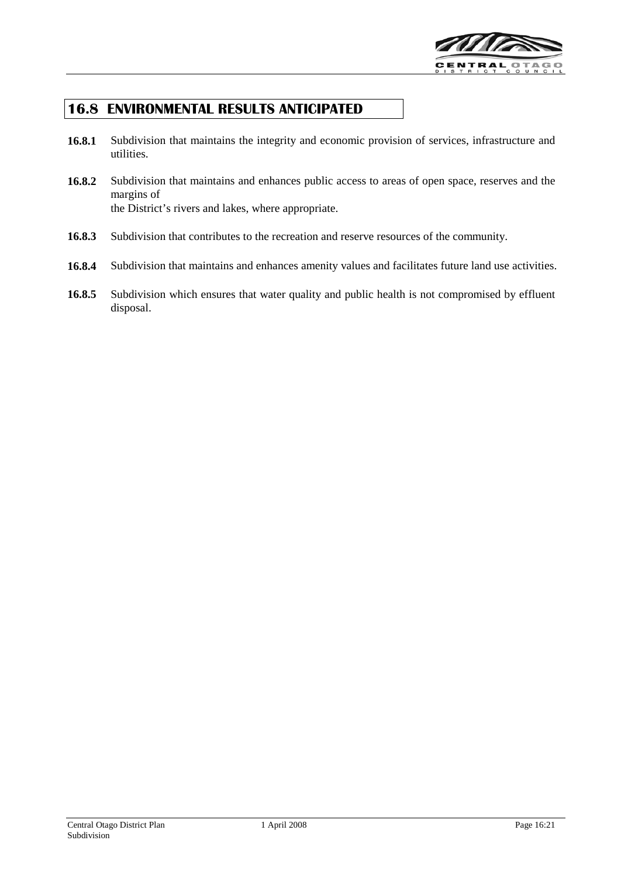## 16.8 ENVIRONMENTAL RESULTS ANTICIPATED

**16.8.1** Subdivision that maintains the integrity and economic provision of services, infrastructure and utilities.

**16.8.2** Subdivision that maintains and enhances public access to areas of open space, reserves and the margins of the District's rivers and lakes, where appropriate.

**16.8.3** Subdivision that contributes to the recreation and reserve resources of the community.

**16.8.4** Subdivision that maintains and enhances amenity values and facilitates future land use activities.

**16.8.5** Subdivision which ensures that water quality and public health is not compromised by effluent disposal.